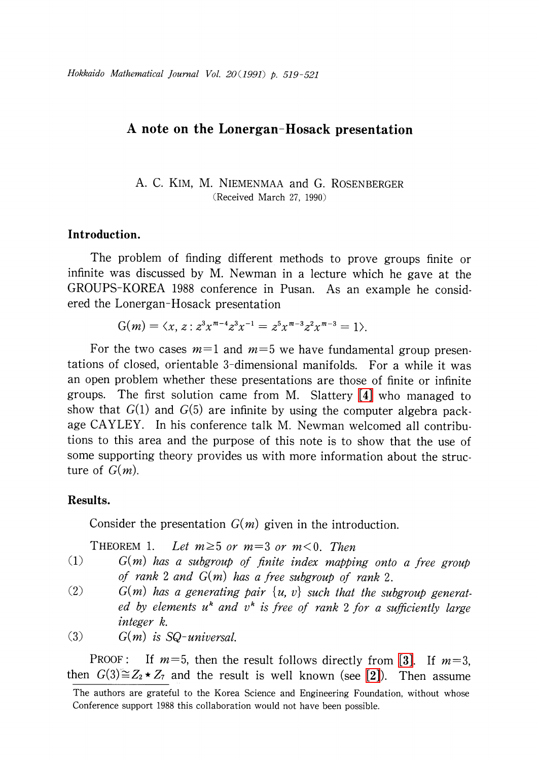# A note on the Lonergan-Hosack presentation

A. C. KIM, M. NIEMENMAA and G. ROSENBERGER

(Received March 27, 1990)

## Introduction.

The problem of finding different methods to prove groups finite or infinite was discussed by M. Newman in a lecture which he gave at the GROUPS-KOREA 1988 conference in Pusan. As an example he considered the Lonergan-Hosack presentation

$$G(m)=\langle x, z : z^3x^{m-4}z^3x^{-1}=z^5x^{m-3}z^2x^{m-3}=1\rangle.$$

For the two cases $m=1$ and $m=5$ we have fundamental group presentations of closed, orientable 3-dimensional manifolds. For a while it was an open problem whether these presentations are those of finite or infinite groups. The first solution came from M. Slattery [4] who managed to show that $G(1)$ and $G(5)$ are infinite by using the computer algebra package CAYLEY. In his conference talk M. Newman welcomed all contributions to this area and the purpose of this note is to show that the use of some supporting theory provides us with more information about the structure of $G(m)$.

## Results.

Consider the presentation $G(m)$ given in the introduction.

THEOREM 1. *Let $m\geq 5$ or $m=3$ or $m<0$. Then*

(1) *$G(m)$ has a subgroup of finite index mapping onto a free group of rank 2 and $G(m)$ has a free subgroup of rank 2.*

(2) *$G(m)$ has a generating pair $\{u, v\}$ such that the subgroup generated by elements $u^k$ and $v^k$ is free of rank 2 for a sufficiently large integer $k$.*

(3) *$G(m)$ is SQ-universal.*

PROOF: If $m=5$, then the result follows directly from [3]. If $m=3$, then $G(3)\cong Z_2 \star Z_7$ and the result is well known (see [2]). Then assume

The authors are grateful to the Korea Science and Engineering Foundation, without whose Conference support 1988 this collaboration would not have been possible.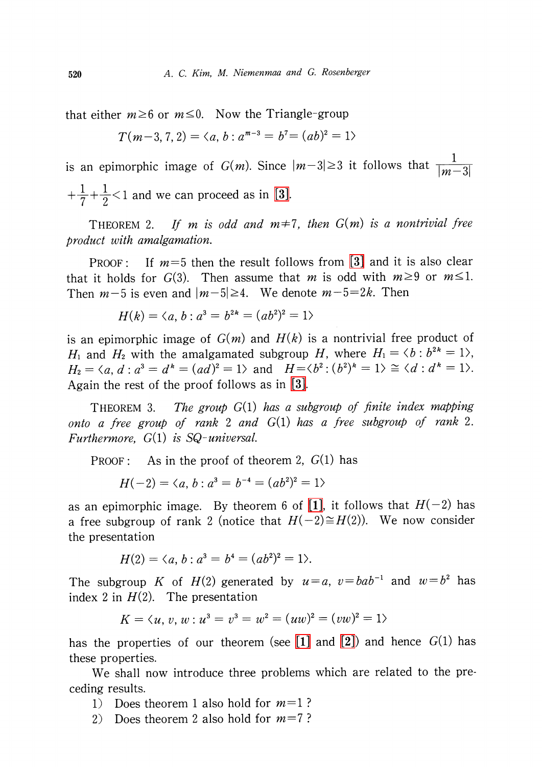that either $m \geq 6$ or $m \leq 0$. Now the Triangle-group

$$T(m-3, 7, 2) = \langle a, b : a^{m-3} = b^7 = (ab)^2 = 1 \rangle$$

is an epimorphic image of $G(m)$. Since $|m-3| \geq 3$ it follows that $\frac{1}{|m-3|} + \frac{1}{7} + \frac{1}{2} < 1$ and we can proceed as in [3].

THEOREM 2. *If $m$ is odd and $m \neq 7$, then $G(m)$ is a nontrivial free product with amalgamation.*

PROOF: If $m=5$ then the result follows from [3] and it is also clear that it holds for $G(3)$. Then assume that $m$ is odd with $m \geq 9$ or $m \leq 1$. Then $m-5$ is even and $|m-5| \geq 4$. We denote $m-5=2k$. Then

$$H(k) = \langle a, b : a^3 = b^{2k} = (ab^2)^2 = 1 \rangle$$

is an epimorphic image of $G(m)$ and $H(k)$ is a nontrivial free product of $H_1$ and $H_2$ with the amalgamated subgroup $H$, where $H_1 = \langle b : b^{2k} = 1 \rangle$, $H_2 = \langle a, d : a^3 = d^k = (ad)^2 = 1 \rangle$ and $H = \langle b^2 : (b^2)^k = 1 \rangle \cong \langle d : d^k = 1 \rangle$. Again the rest of the proof follows as in [3].

THEOREM 3. *The group $G(1)$ has a subgroup of finite index mapping onto a free group of rank 2 and $G(1)$ has a free subgroup of rank 2. Furthermore, $G(1)$ is SQ-universal.*

PROOF: As in the proof of theorem 2, $G(1)$ has

$$H(-2) = \langle a, b : a^3 = b^{-4} = (ab^2)^2 = 1 \rangle$$

as an epimorphic image. By theorem 6 of [1], it follows that $H(-2)$ has a free subgroup of rank 2 (notice that $H(-2) \cong H(2)$). We now consider the presentation

$$H(2) = \langle a, b : a^3 = b^4 = (ab^2)^2 = 1 \rangle.$$

The subgroup $K$ of $H(2)$ generated by $u=a$, $v=bab^{-1}$ and $w=b^2$ has index 2 in $H(2)$. The presentation

$$K = \langle u, v, w : u^3 = v^3 = w^2 = (uw)^2 = (vw)^2 = 1 \rangle$$

has the properties of our theorem (see [1] and [2]) and hence $G(1)$ has these properties.

We shall now introduce three problems which are related to the preceding results.

1) Does theorem 1 also hold for $m=1$ ?
2) Does theorem 2 also hold for $m=7$ ?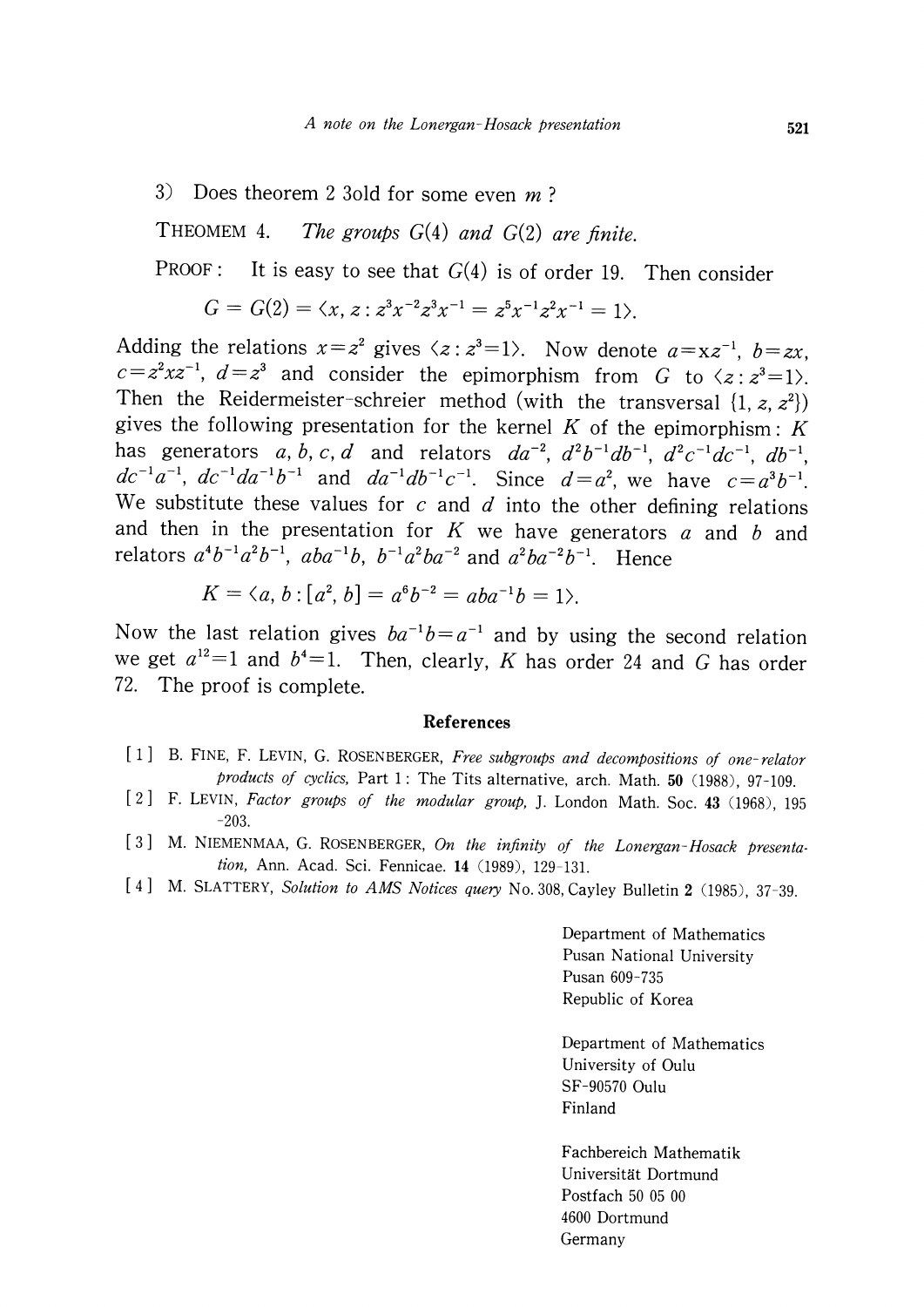3) Does theorem 2 3old for some even $m$ ?

THEOMEM 4. *The groups $G(4)$ and $G(2)$ are finite.*

PROOF : It is easy to see that $G(4)$ is of order 19. Then consider

$$G = G(2) = \langle x, z : z^3x^{-2}z^3x^{-1} = z^5x^{-1}z^2x^{-1} = 1\rangle.$$

Adding the relations $x=z^2$ gives $\langle z : z^3=1\rangle$. Now denote $a=xz^{-1}$, $b=zx$, $c=z^2xz^{-1}$, $d=z^3$ and consider the epimorphism from $G$ to $\langle z : z^3=1\rangle$. Then the Reidermeister-schreier method (with the transversal $\{1, z, z^2\}$) gives the following presentation for the kernel $K$ of the epimorphism : $K$ has generators $a, b, c, d$ and relators $da^{-2}$, $d^2b^{-1}db^{-1}$, $d^2c^{-1}dc^{-1}$, $db^{-1}$, $dc^{-1}a^{-1}$, $dc^{-1}da^{-1}b^{-1}$ and $da^{-1}db^{-1}c^{-1}$. Since $d=a^2$, we have $c=a^3b^{-1}$. We substitute these values for $c$ and $d$ into the other defining relations and then in the presentation for $K$ we have generators $a$ and $b$ and relators $a^4b^{-1}a^2b^{-1}$, $aba^{-1}b$, $b^{-1}a^2ba^{-2}$ and $a^2ba^{-2}b^{-1}$. Hence

$$K = \langle a, b : [a^2, b] = a^6b^{-2} = aba^{-1}b = 1\rangle.$$

Now the last relation gives $ba^{-1}b=a^{-1}$ and by using the second relation we get $a^{12}=1$ and $b^4=1$. Then, clearly, $K$ has order 24 and $G$ has order 72. The proof is complete.

## References

[1] B. FINE, F. LEVIN, G. ROSENBERGER, *Free subgroups and decompositions of one-relator products of cyclics,* Part 1 : The Tits alternative, arch. Math. **50** (1988), 97-109.

[2] F. LEVIN, *Factor groups of the modular group,* J. London Math. Soc. **43** (1968), 195-203.

[3] M. NIEMENMAA, G. ROSENBERGER, *On the infinity of the Lonergan-Hosack presentation,* Ann. Acad. Sci. Fennicae. **14** (1989), 129-131.

[4] M. SLATTERY, *Solution to AMS Notices query* No. 308, Cayley Bulletin **2** (1985), 37-39.

Department of Mathematics
Pusan National University
Pusan 609-735
Republic of Korea

Department of Mathematics
University of Oulu
SF-90570 Oulu
Finland

Fachbereich Mathematik
Universität Dortmund
Postfach 50 05 00
4600 Dortmund
Germany